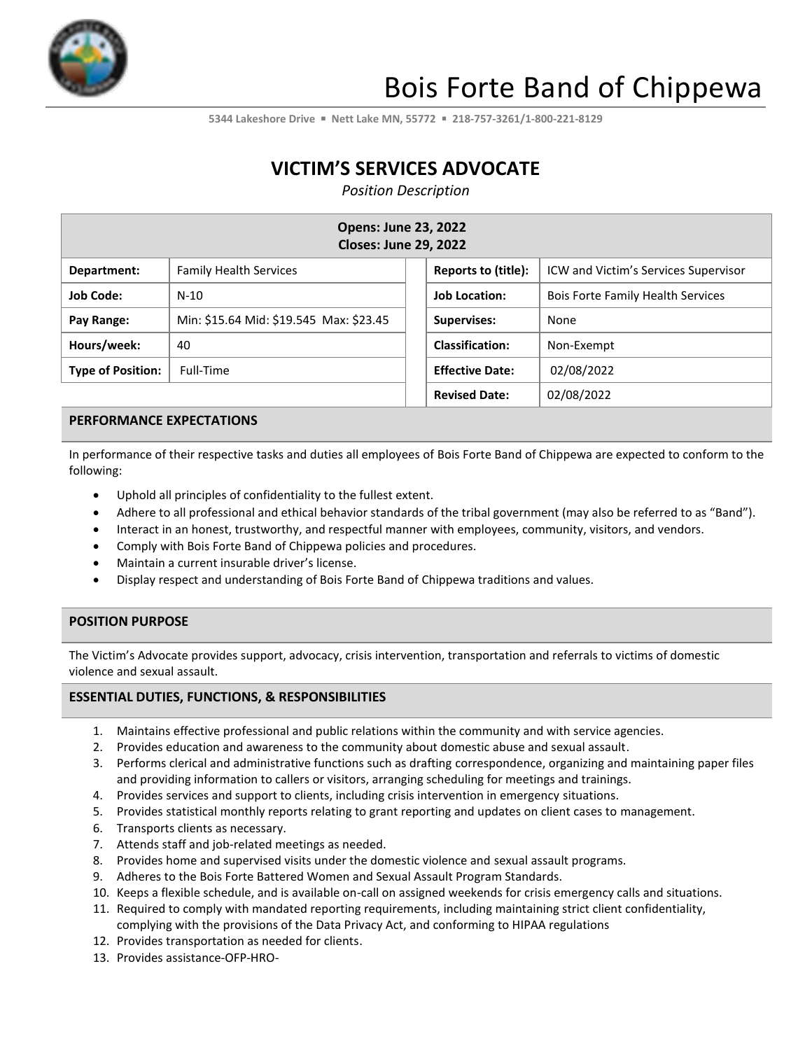# Bois Forte Band of Chippewa

5344 Lakeshore Drive ▪ Nett Lake MN, 55772 ▪ 218-757-3261/1-800-221-8129

## VICTIM'S SERVICES ADVOCATE

*Position Description*

| **Opens: June 23, 2022<br>Closes: June 29, 2022** | | | |
|---|---|---|---|
| **Department:** | Family Health Services | **Reports to (title):** | ICW and Victim's Services Supervisor |
| **Job Code:** | N-10 | **Job Location:** | Bois Forte Family Health Services |
| **Pay Range:** | Min: $15.64 Mid: $19.545 Max: $23.45 | **Supervises:** | None |
| **Hours/week:** | 40 | **Classification:** | Non-Exempt |
| **Type of Position:** | Full-Time | **Effective Date:** | 02/08/2022 |
| | | **Revised Date:** | 02/08/2022 |

### PERFORMANCE EXPECTATIONS

In performance of their respective tasks and duties all employees of Bois Forte Band of Chippewa are expected to conform to the following:

- Uphold all principles of confidentiality to the fullest extent.
- Adhere to all professional and ethical behavior standards of the tribal government (may also be referred to as "Band").
- Interact in an honest, trustworthy, and respectful manner with employees, community, visitors, and vendors.
- Comply with Bois Forte Band of Chippewa policies and procedures.
- Maintain a current insurable driver's license.
- Display respect and understanding of Bois Forte Band of Chippewa traditions and values.

### POSITION PURPOSE

The Victim's Advocate provides support, advocacy, crisis intervention, transportation and referrals to victims of domestic violence and sexual assault.

### ESSENTIAL DUTIES, FUNCTIONS, & RESPONSIBILITIES

1. Maintains effective professional and public relations within the community and with service agencies.
2. Provides education and awareness to the community about domestic abuse and sexual assault.
3. Performs clerical and administrative functions such as drafting correspondence, organizing and maintaining paper files and providing information to callers or visitors, arranging scheduling for meetings and trainings.
4. Provides services and support to clients, including crisis intervention in emergency situations.
5. Provides statistical monthly reports relating to grant reporting and updates on client cases to management.
6. Transports clients as necessary.
7. Attends staff and job-related meetings as needed.
8. Provides home and supervised visits under the domestic violence and sexual assault programs.
9. Adheres to the Bois Forte Battered Women and Sexual Assault Program Standards.
10. Keeps a flexible schedule, and is available on-call on assigned weekends for crisis emergency calls and situations.
11. Required to comply with mandated reporting requirements, including maintaining strict client confidentiality, complying with the provisions of the Data Privacy Act, and conforming to HIPAA regulations
12. Provides transportation as needed for clients.
13. Provides assistance-OFP-HRO-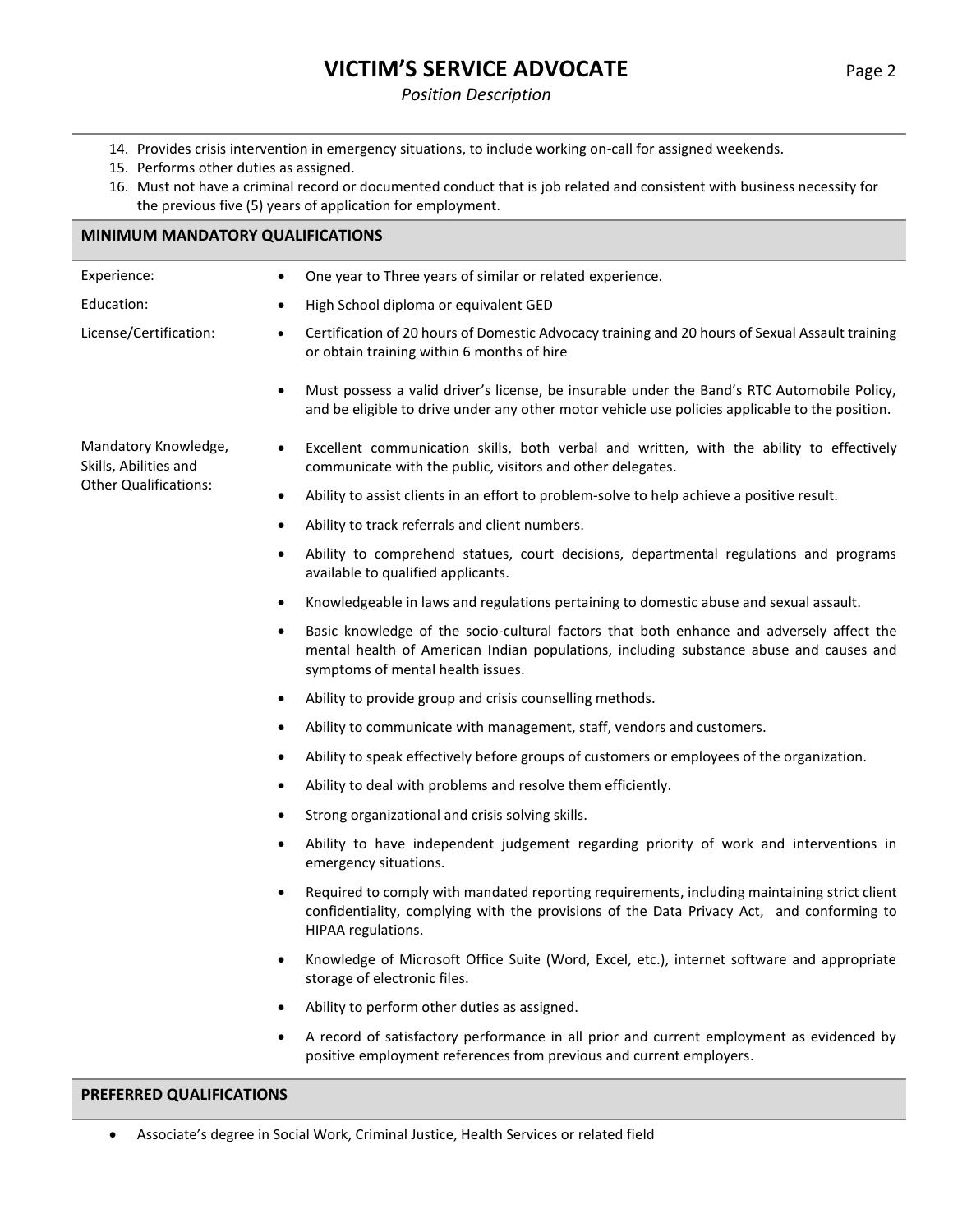14. Provides crisis intervention in emergency situations, to include working on-call for assigned weekends.
15. Performs other duties as assigned.
16. Must not have a criminal record or documented conduct that is job related and consistent with business necessity for the previous five (5) years of application for employment.

## MINIMUM MANDATORY QUALIFICATIONS

**Experience:**

- One year to Three years of similar or related experience.

**Education:**

- High School diploma or equivalent GED

**License/Certification:**

- Certification of 20 hours of Domestic Advocacy training and 20 hours of Sexual Assault training or obtain training within 6 months of hire
- Must possess a valid driver's license, be insurable under the Band's RTC Automobile Policy, and be eligible to drive under any other motor vehicle use policies applicable to the position.

**Mandatory Knowledge, Skills, Abilities and Other Qualifications:**

- Excellent communication skills, both verbal and written, with the ability to effectively communicate with the public, visitors and other delegates.
- Ability to assist clients in an effort to problem-solve to help achieve a positive result.
- Ability to track referrals and client numbers.
- Ability to comprehend statues, court decisions, departmental regulations and programs available to qualified applicants.
- Knowledgeable in laws and regulations pertaining to domestic abuse and sexual assault.
- Basic knowledge of the socio-cultural factors that both enhance and adversely affect the mental health of American Indian populations, including substance abuse and causes and symptoms of mental health issues.
- Ability to provide group and crisis counselling methods.
- Ability to communicate with management, staff, vendors and customers.
- Ability to speak effectively before groups of customers or employees of the organization.
- Ability to deal with problems and resolve them efficiently.
- Strong organizational and crisis solving skills.
- Ability to have independent judgement regarding priority of work and interventions in emergency situations.
- Required to comply with mandated reporting requirements, including maintaining strict client confidentiality, complying with the provisions of the Data Privacy Act, and conforming to HIPAA regulations.
- Knowledge of Microsoft Office Suite (Word, Excel, etc.), internet software and appropriate storage of electronic files.
- Ability to perform other duties as assigned.
- A record of satisfactory performance in all prior and current employment as evidenced by positive employment references from previous and current employers.

## PREFERRED QUALIFICATIONS

- Associate's degree in Social Work, Criminal Justice, Health Services or related field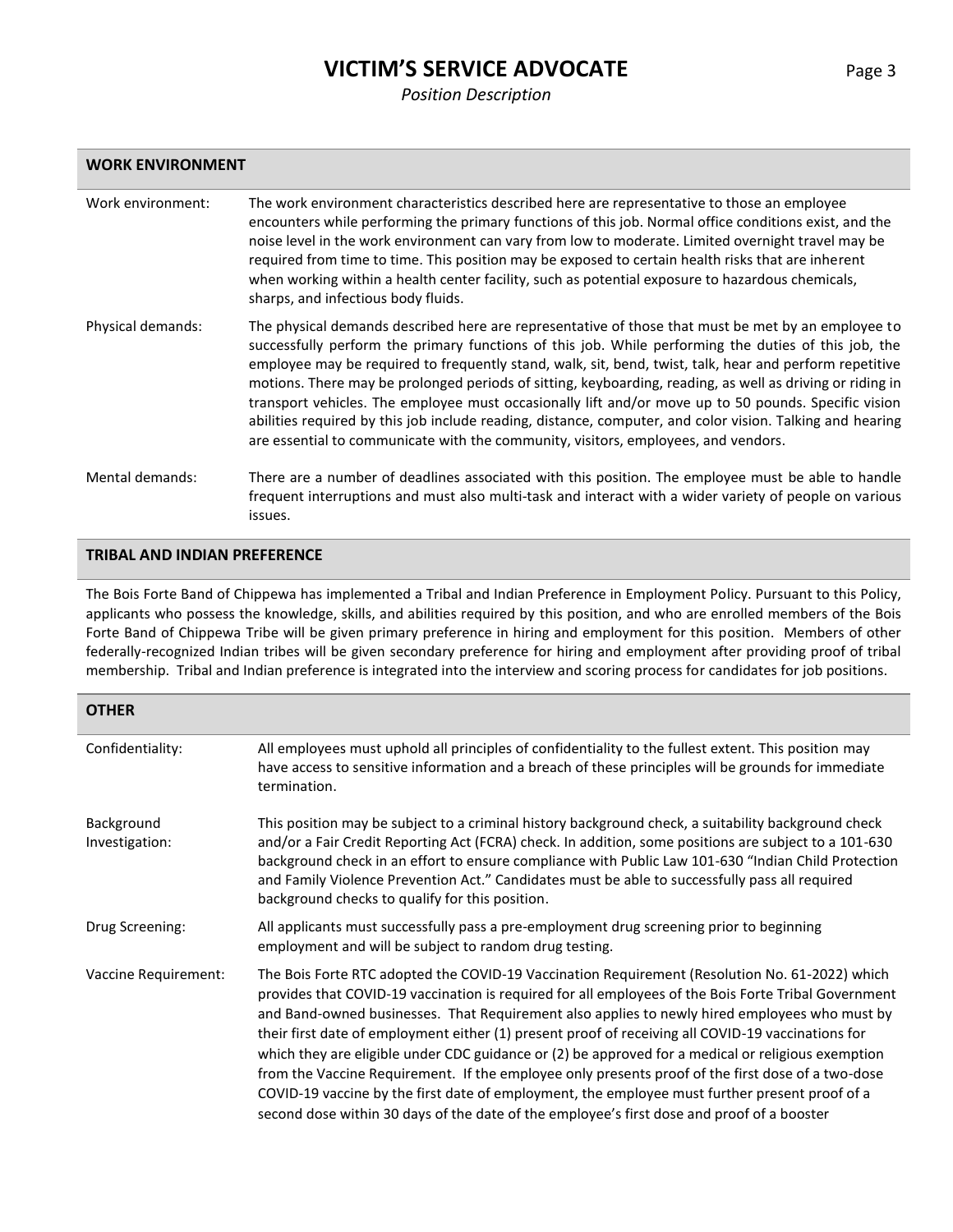## WORK ENVIRONMENT

**Work environment:** The work environment characteristics described here are representative to those an employee encounters while performing the primary functions of this job. Normal office conditions exist, and the noise level in the work environment can vary from low to moderate. Limited overnight travel may be required from time to time. This position may be exposed to certain health risks that are inherent when working within a health center facility, such as potential exposure to hazardous chemicals, sharps, and infectious body fluids.

**Physical demands:** The physical demands described here are representative of those that must be met by an employee to successfully perform the primary functions of this job. While performing the duties of this job, the employee may be required to frequently stand, walk, sit, bend, twist, talk, hear and perform repetitive motions. There may be prolonged periods of sitting, keyboarding, reading, as well as driving or riding in transport vehicles. The employee must occasionally lift and/or move up to 50 pounds. Specific vision abilities required by this job include reading, distance, computer, and color vision. Talking and hearing are essential to communicate with the community, visitors, employees, and vendors.

**Mental demands:** There are a number of deadlines associated with this position. The employee must be able to handle frequent interruptions and must also multi-task and interact with a wider variety of people on various issues.

## TRIBAL AND INDIAN PREFERENCE

The Bois Forte Band of Chippewa has implemented a Tribal and Indian Preference in Employment Policy. Pursuant to this Policy, applicants who possess the knowledge, skills, and abilities required by this position, and who are enrolled members of the Bois Forte Band of Chippewa Tribe will be given primary preference in hiring and employment for this position. Members of other federally-recognized Indian tribes will be given secondary preference for hiring and employment after providing proof of tribal membership. Tribal and Indian preference is integrated into the interview and scoring process for candidates for job positions.

## OTHER

**Confidentiality:** All employees must uphold all principles of confidentiality to the fullest extent. This position may have access to sensitive information and a breach of these principles will be grounds for immediate termination.

**Background Investigation:** This position may be subject to a criminal history background check, a suitability background check and/or a Fair Credit Reporting Act (FCRA) check. In addition, some positions are subject to a 101-630 background check in an effort to ensure compliance with Public Law 101-630 "Indian Child Protection and Family Violence Prevention Act." Candidates must be able to successfully pass all required background checks to qualify for this position.

**Drug Screening:** All applicants must successfully pass a pre-employment drug screening prior to beginning employment and will be subject to random drug testing.

**Vaccine Requirement:** The Bois Forte RTC adopted the COVID-19 Vaccination Requirement (Resolution No. 61-2022) which provides that COVID-19 vaccination is required for all employees of the Bois Forte Tribal Government and Band-owned businesses. That Requirement also applies to newly hired employees who must by their first date of employment either (1) present proof of receiving all COVID-19 vaccinations for which they are eligible under CDC guidance or (2) be approved for a medical or religious exemption from the Vaccine Requirement. If the employee only presents proof of the first dose of a two-dose COVID-19 vaccine by the first date of employment, the employee must further present proof of a second dose within 30 days of the date of the employee's first dose and proof of a booster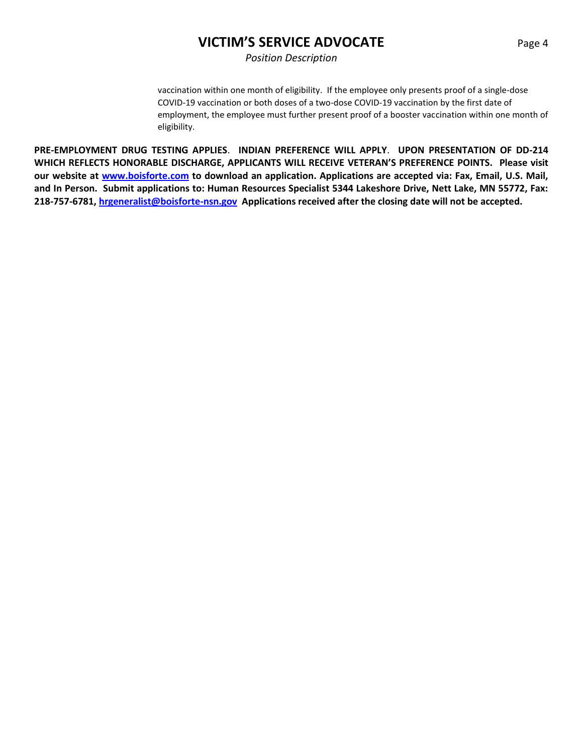vaccination within one month of eligibility. If the employee only presents proof of a single-dose COVID-19 vaccination or both doses of a two-dose COVID-19 vaccination by the first date of employment, the employee must further present proof of a booster vaccination within one month of eligibility.

**PRE-EMPLOYMENT DRUG TESTING APPLIES. INDIAN PREFERENCE WILL APPLY. UPON PRESENTATION OF DD-214 WHICH REFLECTS HONORABLE DISCHARGE, APPLICANTS WILL RECEIVE VETERAN'S PREFERENCE POINTS. Please visit our website at [www.boisforte.com](http://www.boisforte.com) to download an application. Applications are accepted via: Fax, Email, U.S. Mail, and In Person. Submit applications to: Human Resources Specialist 5344 Lakeshore Drive, Nett Lake, MN 55772, Fax: 218-757-6781, [hrgeneralist@boisforte-nsn.gov](mailto:hrgeneralist@boisforte-nsn.gov) Applications received after the closing date will not be accepted.**